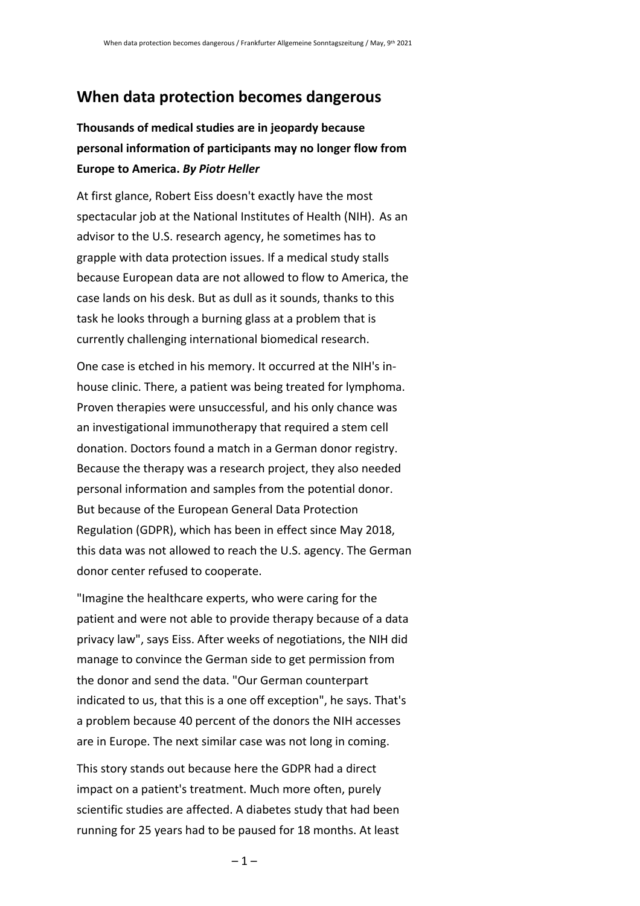## When data protection becomes dangerous

**Thousands of medical studies are in jeopardy because personal information of participants may no longer flow from Europe to America.** ***By Piotr Heller***

At first glance, Robert Eiss doesn't exactly have the most spectacular job at the National Institutes of Health (NIH). As an advisor to the U.S. research agency, he sometimes has to grapple with data protection issues. If a medical study stalls because European data are not allowed to flow to America, the case lands on his desk. But as dull as it sounds, thanks to this task he looks through a burning glass at a problem that is currently challenging international biomedical research.

One case is etched in his memory. It occurred at the NIH's in-house clinic. There, a patient was being treated for lymphoma. Proven therapies were unsuccessful, and his only chance was an investigational immunotherapy that required a stem cell donation. Doctors found a match in a German donor registry. Because the therapy was a research project, they also needed personal information and samples from the potential donor. But because of the European General Data Protection Regulation (GDPR), which has been in effect since May 2018, this data was not allowed to reach the U.S. agency. The German donor center refused to cooperate.

"Imagine the healthcare experts, who were caring for the patient and were not able to provide therapy because of a data privacy law", says Eiss. After weeks of negotiations, the NIH did manage to convince the German side to get permission from the donor and send the data. "Our German counterpart indicated to us, that this is a one off exception", he says. That's a problem because 40 percent of the donors the NIH accesses are in Europe. The next similar case was not long in coming.

This story stands out because here the GDPR had a direct impact on a patient's treatment. Much more often, purely scientific studies are affected. A diabetes study that had been running for 25 years had to be paused for 18 months. At least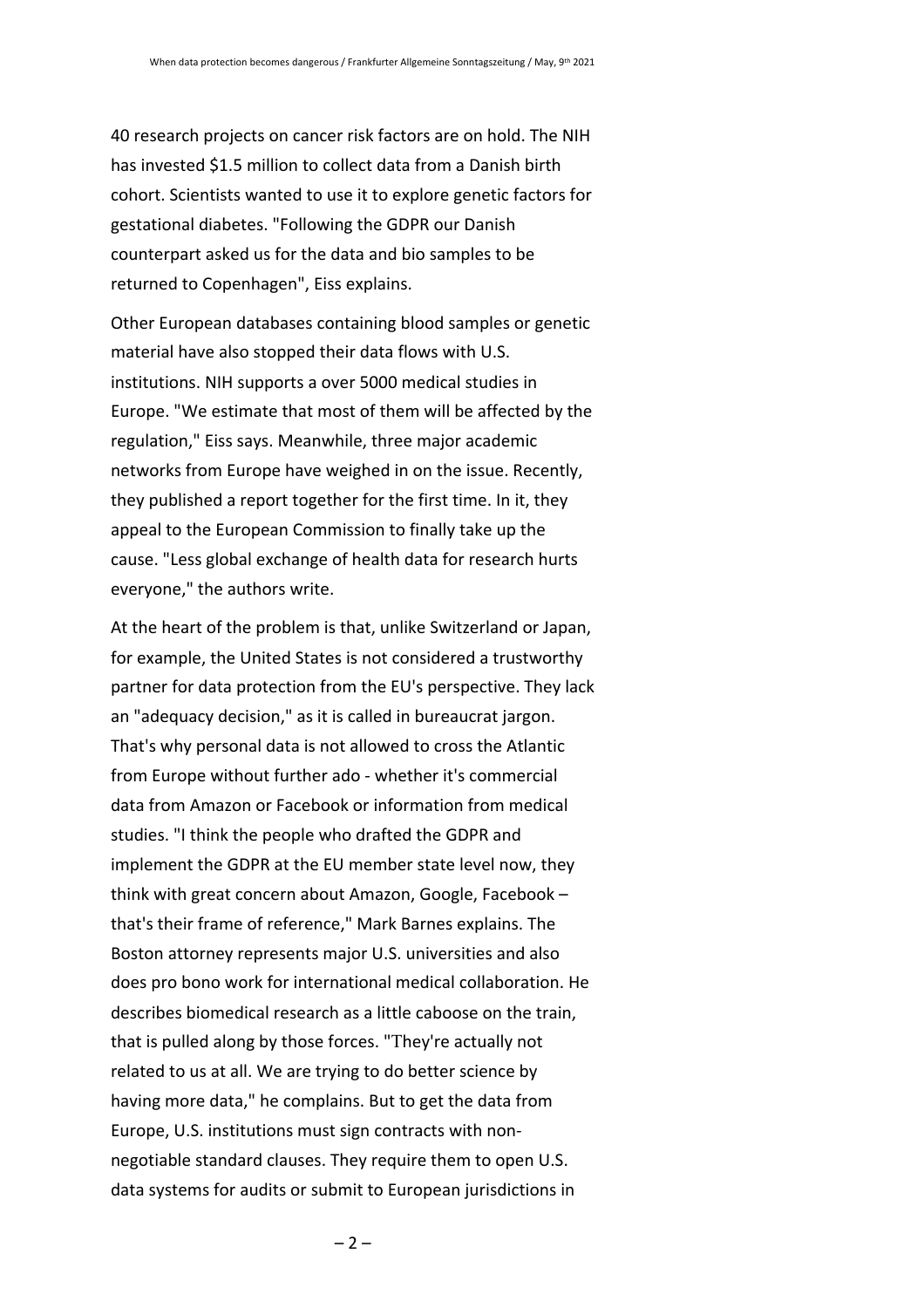40 research projects on cancer risk factors are on hold. The NIH has invested $1.5 million to collect data from a Danish birth cohort. Scientists wanted to use it to explore genetic factors for gestational diabetes. "Following the GDPR our Danish counterpart asked us for the data and bio samples to be returned to Copenhagen", Eiss explains.

Other European databases containing blood samples or genetic material have also stopped their data flows with U.S. institutions. NIH supports a over 5000 medical studies in Europe. "We estimate that most of them will be affected by the regulation," Eiss says. Meanwhile, three major academic networks from Europe have weighed in on the issue. Recently, they published a report together for the first time. In it, they appeal to the European Commission to finally take up the cause. "Less global exchange of health data for research hurts everyone," the authors write.

At the heart of the problem is that, unlike Switzerland or Japan, for example, the United States is not considered a trustworthy partner for data protection from the EU's perspective. They lack an "adequacy decision," as it is called in bureaucrat jargon. That's why personal data is not allowed to cross the Atlantic from Europe without further ado - whether it's commercial data from Amazon or Facebook or information from medical studies. "I think the people who drafted the GDPR and implement the GDPR at the EU member state level now, they think with great concern about Amazon, Google, Facebook – that's their frame of reference," Mark Barnes explains. The Boston attorney represents major U.S. universities and also does pro bono work for international medical collaboration. He describes biomedical research as a little caboose on the train, that is pulled along by those forces. "They're actually not related to us at all. We are trying to do better science by having more data," he complains. But to get the data from Europe, U.S. institutions must sign contracts with non-negotiable standard clauses. They require them to open U.S. data systems for audits or submit to European jurisdictions in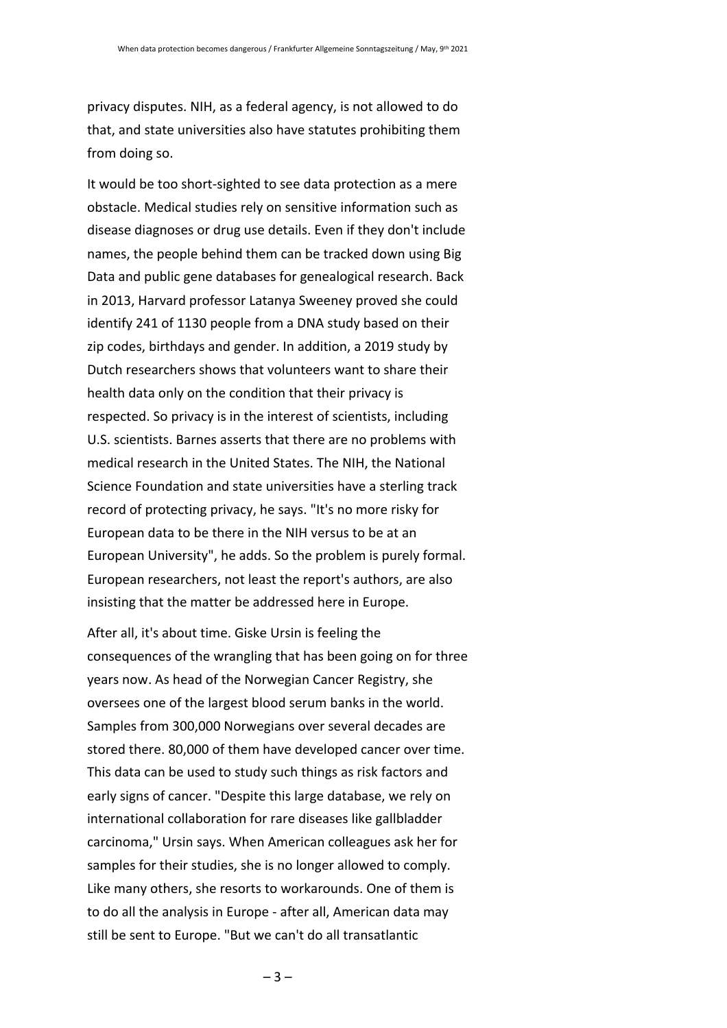privacy disputes. NIH, as a federal agency, is not allowed to do that, and state universities also have statutes prohibiting them from doing so.

It would be too short-sighted to see data protection as a mere obstacle. Medical studies rely on sensitive information such as disease diagnoses or drug use details. Even if they don't include names, the people behind them can be tracked down using Big Data and public gene databases for genealogical research. Back in 2013, Harvard professor Latanya Sweeney proved she could identify 241 of 1130 people from a DNA study based on their zip codes, birthdays and gender. In addition, a 2019 study by Dutch researchers shows that volunteers want to share their health data only on the condition that their privacy is respected. So privacy is in the interest of scientists, including U.S. scientists. Barnes asserts that there are no problems with medical research in the United States. The NIH, the National Science Foundation and state universities have a sterling track record of protecting privacy, he says. "It's no more risky for European data to be there in the NIH versus to be at an European University", he adds. So the problem is purely formal. European researchers, not least the report's authors, are also insisting that the matter be addressed here in Europe.

After all, it's about time. Giske Ursin is feeling the consequences of the wrangling that has been going on for three years now. As head of the Norwegian Cancer Registry, she oversees one of the largest blood serum banks in the world. Samples from 300,000 Norwegians over several decades are stored there. 80,000 of them have developed cancer over time. This data can be used to study such things as risk factors and early signs of cancer. "Despite this large database, we rely on international collaboration for rare diseases like gallbladder carcinoma," Ursin says. When American colleagues ask her for samples for their studies, she is no longer allowed to comply. Like many others, she resorts to workarounds. One of them is to do all the analysis in Europe - after all, American data may still be sent to Europe. "But we can't do all transatlantic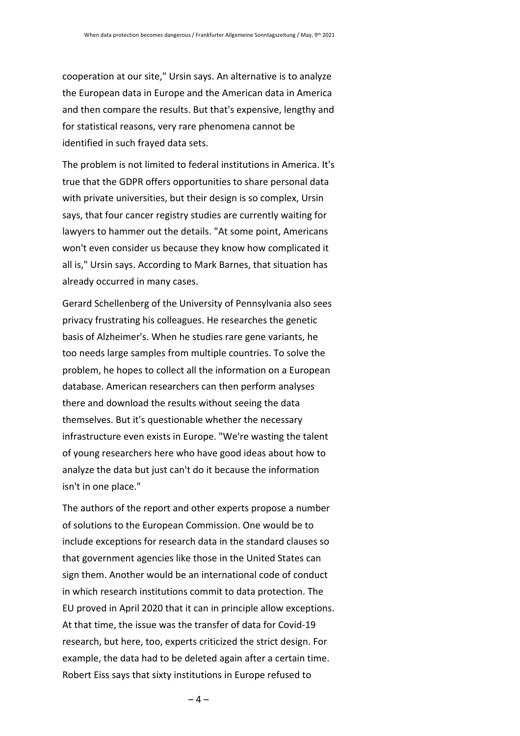cooperation at our site," Ursin says. An alternative is to analyze the European data in Europe and the American data in America and then compare the results. But that's expensive, lengthy and for statistical reasons, very rare phenomena cannot be identified in such frayed data sets.

The problem is not limited to federal institutions in America. It's true that the GDPR offers opportunities to share personal data with private universities, but their design is so complex, Ursin says, that four cancer registry studies are currently waiting for lawyers to hammer out the details. "At some point, Americans won't even consider us because they know how complicated it all is," Ursin says. According to Mark Barnes, that situation has already occurred in many cases.

Gerard Schellenberg of the University of Pennsylvania also sees privacy frustrating his colleagues. He researches the genetic basis of Alzheimer's. When he studies rare gene variants, he too needs large samples from multiple countries. To solve the problem, he hopes to collect all the information on a European database. American researchers can then perform analyses there and download the results without seeing the data themselves. But it's questionable whether the necessary infrastructure even exists in Europe. "We're wasting the talent of young researchers here who have good ideas about how to analyze the data but just can't do it because the information isn't in one place."

The authors of the report and other experts propose a number of solutions to the European Commission. One would be to include exceptions for research data in the standard clauses so that government agencies like those in the United States can sign them. Another would be an international code of conduct in which research institutions commit to data protection. The EU proved in April 2020 that it can in principle allow exceptions. At that time, the issue was the transfer of data for Covid-19 research, but here, too, experts criticized the strict design. For example, the data had to be deleted again after a certain time. Robert Eiss says that sixty institutions in Europe refused to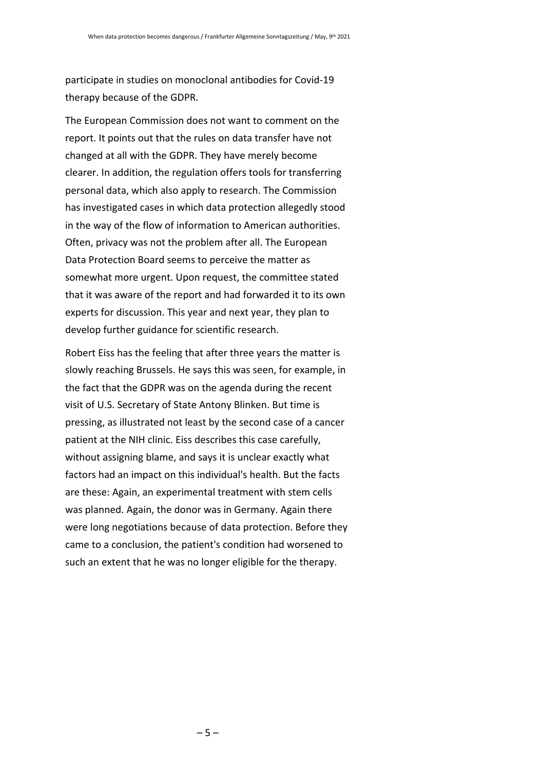participate in studies on monoclonal antibodies for Covid-19 therapy because of the GDPR.

The European Commission does not want to comment on the report. It points out that the rules on data transfer have not changed at all with the GDPR. They have merely become clearer. In addition, the regulation offers tools for transferring personal data, which also apply to research. The Commission has investigated cases in which data protection allegedly stood in the way of the flow of information to American authorities. Often, privacy was not the problem after all. The European Data Protection Board seems to perceive the matter as somewhat more urgent. Upon request, the committee stated that it was aware of the report and had forwarded it to its own experts for discussion. This year and next year, they plan to develop further guidance for scientific research.

Robert Eiss has the feeling that after three years the matter is slowly reaching Brussels. He says this was seen, for example, in the fact that the GDPR was on the agenda during the recent visit of U.S. Secretary of State Antony Blinken. But time is pressing, as illustrated not least by the second case of a cancer patient at the NIH clinic. Eiss describes this case carefully, without assigning blame, and says it is unclear exactly what factors had an impact on this individual's health. But the facts are these: Again, an experimental treatment with stem cells was planned. Again, the donor was in Germany. Again there were long negotiations because of data protection. Before they came to a conclusion, the patient's condition had worsened to such an extent that he was no longer eligible for the therapy.